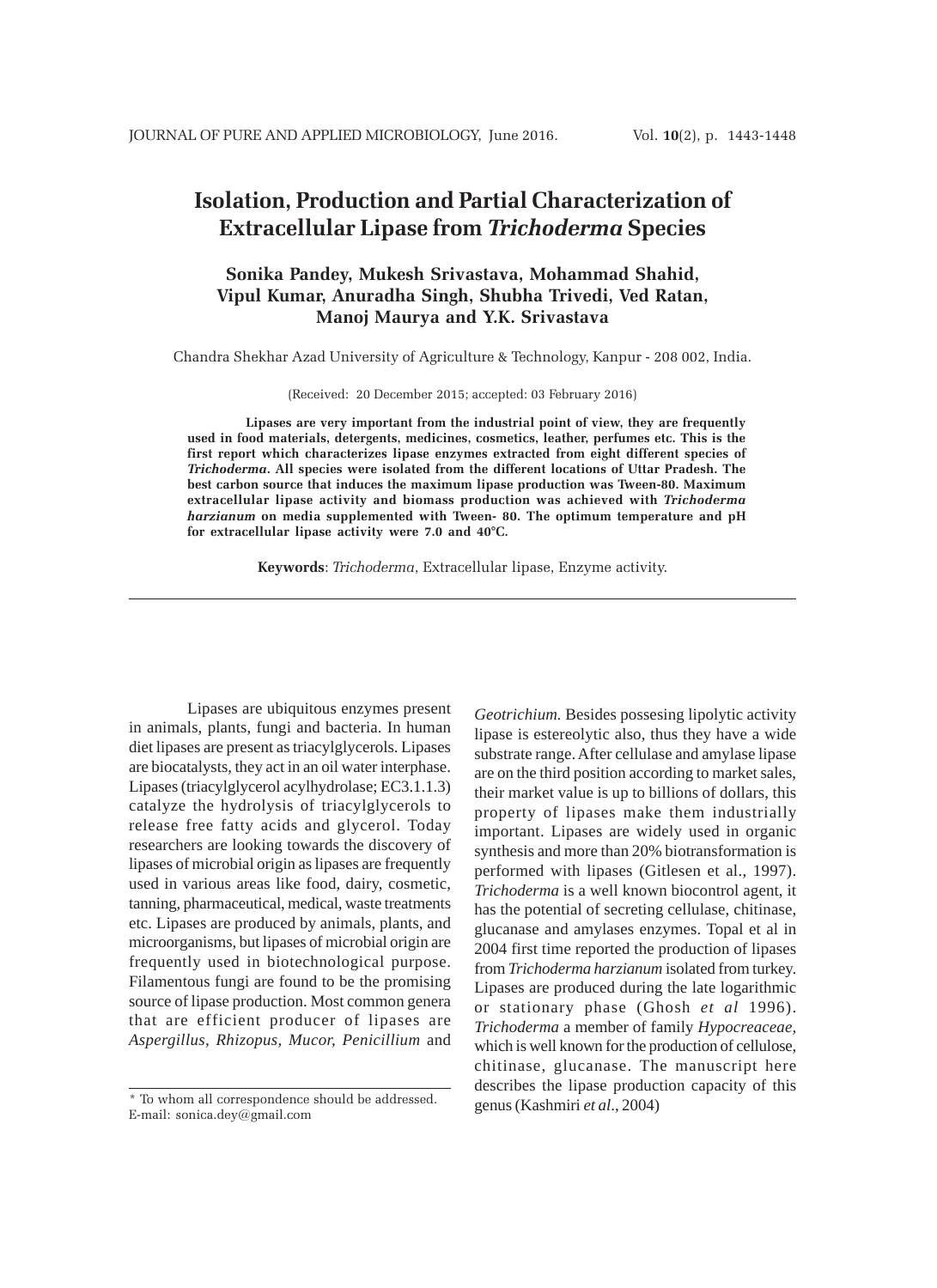# Isolation, Production and Partial Characterization of Extracellular Lipase from *Trichoderma* Species

**Sonika Pandey, Mukesh Srivastava, Mohammad Shahid, Vipul Kumar, Anuradha Singh, Shubha Trivedi, Ved Ratan, Manoj Maurya and Y.K. Srivastava**

Chandra Shekhar Azad University of Agriculture & Technology, Kanpur - 208 002, India.

(Received: 20 December 2015; accepted: 03 February 2016)

**Lipases are very important from the industrial point of view, they are frequently used in food materials, detergents, medicines, cosmetics, leather, perfumes etc. This is the first report which characterizes lipase enzymes extracted from eight different species of *Trichoderma*. All species were isolated from the different locations of Uttar Pradesh. The best carbon source that induces the maximum lipase production was Tween-80. Maximum extracellular lipase activity and biomass production was achieved with *Trichoderma harzianum* on media supplemented with Tween- 80. The optimum temperature and pH for extracellular lipase activity were 7.0 and 40°C.**

**Keywords**: *Trichoderma*, Extracellular lipase, Enzyme activity.

---

Lipases are ubiquitous enzymes present in animals, plants, fungi and bacteria. In human diet lipases are present as triacylglycerols. Lipases are biocatalysts, they act in an oil water interphase. Lipases (triacylglycerol acylhydrolase; EC3.1.1.3) catalyze the hydrolysis of triacylglycerols to release free fatty acids and glycerol. Today researchers are looking towards the discovery of lipases of microbial origin as lipases are frequently used in various areas like food, dairy, cosmetic, tanning, pharmaceutical, medical, waste treatments etc. Lipases are produced by animals, plants, and microorganisms, but lipases of microbial origin are frequently used in biotechnological purpose. Filamentous fungi are found to be the promising source of lipase production. Most common genera that are efficient producer of lipases are *Aspergillus*, *Rhizopus*, *Mucor*, *Penicillium* and *Geotrichium*. Besides possesing lipolytic activity lipase is estereolytic also, thus they have a wide substrate range. After cellulase and amylase lipase are on the third position according to market sales, their market value is up to billions of dollars, this property of lipases make them industrially important. Lipases are widely used in organic synthesis and more than 20% biotransformation is performed with lipases (Gitlesen et al., 1997). *Trichoderma* is a well known biocontrol agent, it has the potential of secreting cellulase, chitinase, glucanase and amylases enzymes. Topal et al in 2004 first time reported the production of lipases from *Trichoderma harzianum* isolated from turkey. Lipases are produced during the late logarithmic or stationary phase (Ghosh *et al* 1996). *Trichoderma* a member of family *Hypocreaceae*, which is well known for the production of cellulose, chitinase, glucanase. The manuscript here describes the lipase production capacity of this genus (Kashmiri *et al*., 2004)

---

\* To whom all correspondence should be addressed.
E-mail: sonica.dey@gmail.com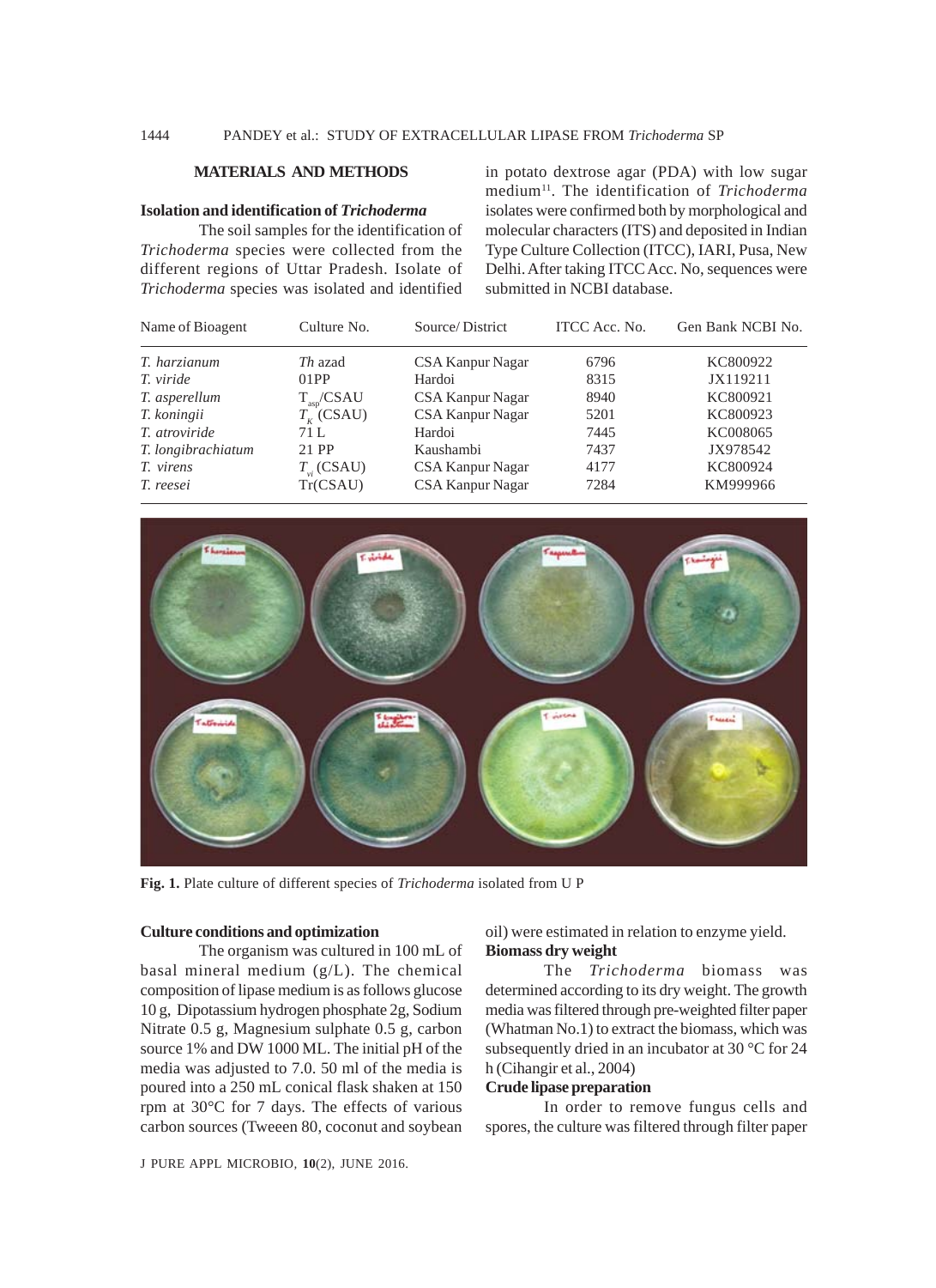## MATERIALS AND METHODS

### Isolation and identification of *Trichoderma*

The soil samples for the identification of *Trichoderma* species were collected from the different regions of Uttar Pradesh. Isolate of *Trichoderma* species was isolated and identified in potato dextrose agar (PDA) with low sugar medium[11]. The identification of *Trichoderma* isolates were confirmed both by morphological and molecular characters (ITS) and deposited in Indian Type Culture Collection (ITCC), IARI, Pusa, New Delhi. After taking ITCC Acc. No, sequences were submitted in NCBI database.

| Name of Bioagent | Culture No. | Source/ District | ITCC Acc. No. | Gen Bank NCBI No. |
|---|---|---|---|---|
| *T. harzianum* | *Th* azad | CSA Kanpur Nagar | 6796 | KC800922 |
| *T. viride* | 01PP | Hardoi | 8315 | JX119211 |
| *T. asperellum* | $T_{asp}$/CSAU | CSA Kanpur Nagar | 8940 | KC800921 |
| *T. koningii* | $T_K$ (CSAU) | CSA Kanpur Nagar | 5201 | KC800923 |
| *T. atroviride* | 71 L | Hardoi | 7445 | KC008065 |
| *T. longibrachiatum* | 21 PP | Kaushambi | 7437 | JX978542 |
| *T. virens* | $T_{vi}$ (CSAU) | CSA Kanpur Nagar | 4177 | KC800924 |
| *T. reesei* | Tr(CSAU) | CSA Kanpur Nagar | 7284 | KM999966 |

**Fig. 1.** Plate culture of different species of *Trichoderma* isolated from U P

### Culture conditions and optimization

The organism was cultured in 100 mL of basal mineral medium (g/L). The chemical composition of lipase medium is as follows glucose 10 g, Dipotassium hydrogen phosphate 2g, Sodium Nitrate 0.5 g, Magnesium sulphate 0.5 g, carbon source 1% and DW 1000 ML. The initial pH of the media was adjusted to 7.0. 50 ml of the media is poured into a 250 mL conical flask shaken at 150 rpm at 30°C for 7 days. The effects of various carbon sources (Tweeen 80, coconut and soybean oil) were estimated in relation to enzyme yield.

### Biomass dry weight

The *Trichoderma* biomass was determined according to its dry weight. The growth media was filtered through pre-weighted filter paper (Whatman No.1) to extract the biomass, which was subsequently dried in an incubator at 30 °C for 24 h (Cihangir et al., 2004)

### Crude lipase preparation

In order to remove fungus cells and spores, the culture was filtered through filter paper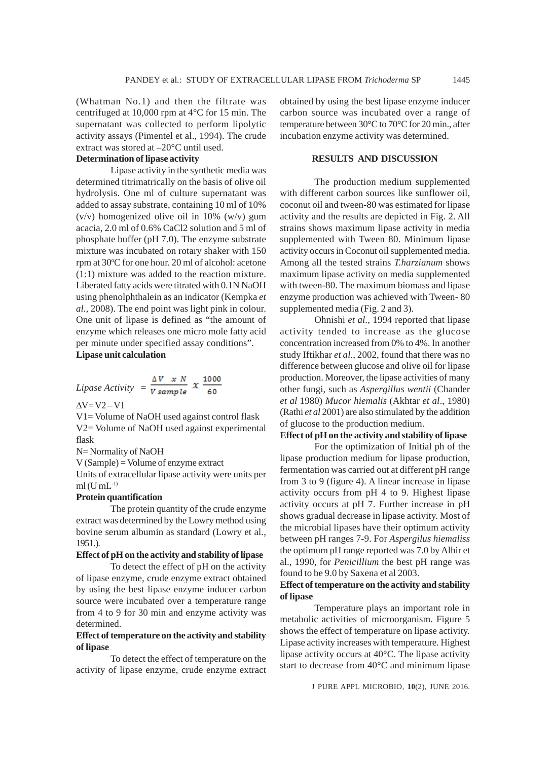(Whatman No.1) and then the filtrate was centrifuged at 10,000 rpm at 4°C for 15 min. The supernatant was collected to perform lipolytic activity assays (Pimentel et al., 1994). The crude extract was stored at –20°C until used.

**Determination of lipase activity**

Lipase activity in the synthetic media was determined titrimatrically on the basis of olive oil hydrolysis. One ml of culture supernatant was added to assay substrate, containing 10 ml of 10% (v/v) homogenized olive oil in 10% (w/v) gum acacia, 2.0 ml of 0.6% CaCl2 solution and 5 ml of phosphate buffer (pH 7.0). The enzyme substrate mixture was incubated on rotary shaker with 150 rpm at 30°C for one hour. 20 ml of alcohol: acetone (1:1) mixture was added to the reaction mixture. Liberated fatty acids were titrated with 0.1N NaOH using phenolphthalein as an indicator (Kempka *et al.,* 2008). The end point was light pink in colour. One unit of lipase is defined as "the amount of enzyme which releases one micro mole fatty acid per minute under specified assay conditions".

**Lipase unit calculation**

$$Lipase\ Activity = \frac{\Delta V \times N}{V\ sample} \times \frac{1000}{60}$$

$\Delta V = V2 - V1$

V1= Volume of NaOH used against control flask

V2= Volume of NaOH used against experimental flask

N= Normality of NaOH

V (Sample) = Volume of enzyme extract

Units of extracellular lipase activity were units per ml ($U\ mL^{-1}$)

**Protein quantification**

The protein quantity of the crude enzyme extract was determined by the Lowry method using bovine serum albumin as standard (Lowry et al., 1951.).

**Effect of pH on the activity and stability of lipase**

To detect the effect of pH on the activity of lipase enzyme, crude enzyme extract obtained by using the best lipase enzyme inducer carbon source were incubated over a temperature range from 4 to 9 for 30 min and enzyme activity was determined.

**Effect of temperature on the activity and stability of lipase**

To detect the effect of temperature on the activity of lipase enzyme, crude enzyme extract obtained by using the best lipase enzyme inducer carbon source was incubated over a range of temperature between 30°C to 70°C for 20 min., after incubation enzyme activity was determined.

## RESULTS AND DISCUSSION

The production medium supplemented with different carbon sources like sunflower oil, coconut oil and tween-80 was estimated for lipase activity and the results are depicted in Fig. 2. All strains shows maximum lipase activity in media supplemented with Tween 80. Minimum lipase activity occurs in Coconut oil supplemented media. Among all the tested strains *T.harzianum* shows maximum lipase activity on media supplemented with tween-80. The maximum biomass and lipase enzyme production was achieved with Tween- 80 supplemented media (Fig. 2 and 3).

Ohnishi *et al*., 1994 reported that lipase activity tended to increase as the glucose concentration increased from 0% to 4%. In another study Iftikhar *et al*., 2002, found that there was no difference between glucose and olive oil for lipase production. Moreover, the lipase activities of many other fungi, such as *Aspergillus wentii* (Chander *et al* 1980) *Mucor hiemalis* (Akhtar *et al*., 1980) (Rathi *et al* 2001) are also stimulated by the addition of glucose to the production medium.

**Effect of pH on the activity and stability of lipase**

For the optimization of Initial ph of the lipase production medium for lipase production, fermentation was carried out at different pH range from 3 to 9 (figure 4). A linear increase in lipase activity occurs from pH 4 to 9. Highest lipase activity occurs at pH 7. Further increase in pH shows gradual decrease in lipase activity. Most of the microbial lipases have their optimum activity between pH ranges 7-9. For *Aspergilus hiemaliss* the optimum pH range reported was 7.0 by Alhir et al., 1990, for *Penicillium* the best pH range was found to be 9.0 by Saxena et al 2003.

**Effect of temperature on the activity and stability of lipase**

Temperature plays an important role in metabolic activities of microorganism. Figure 5 shows the effect of temperature on lipase activity. Lipase activity increases with temperature. Highest lipase activity occurs at 40°C. The lipase activity start to decrease from 40°C and minimum lipase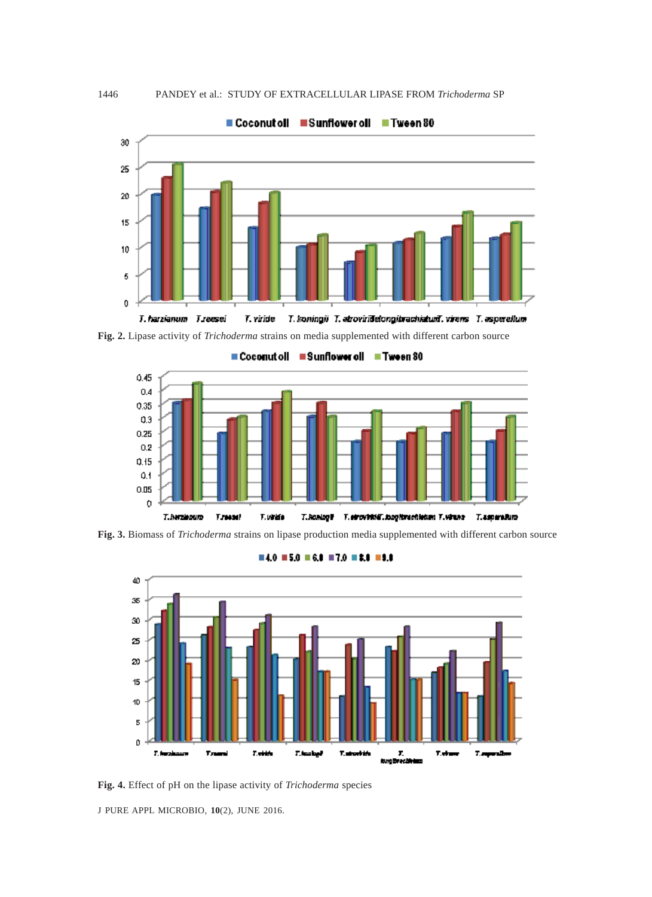Fig. 2. Lipase activity of *Trichoderma* strains on media supplemented with different carbon source

Fig. 3. Biomass of *Trichoderma* strains on lipase production media supplemented with different carbon source

Fig. 4. Effect of pH on the lipase activity of *Trichoderma* species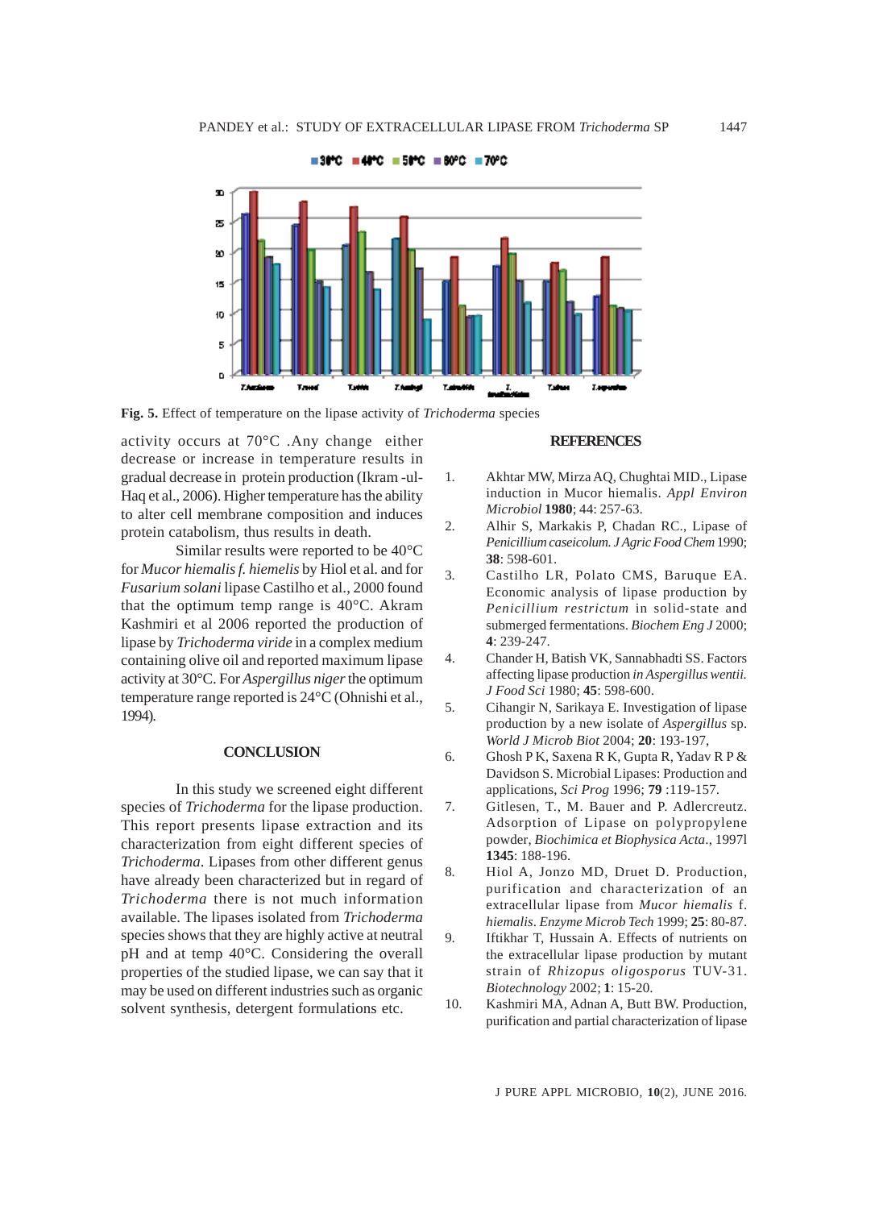**Fig. 5.** Effect of temperature on the lipase activity of *Trichoderma* species

activity occurs at 70°C .Any change either decrease or increase in temperature results in gradual decrease in protein production (Ikram -ul-Haq et al., 2006). Higher temperature has the ability to alter cell membrane composition and induces protein catabolism, thus results in death.

Similar results were reported to be 40°C for *Mucor hiemalis f. hiemelis* by Hiol et al. and for *Fusarium solani* lipase Castilho et al., 2000 found that the optimum temp range is 40°C. Akram Kashmiri et al 2006 reported the production of lipase by *Trichoderma viride* in a complex medium containing olive oil and reported maximum lipase activity at 30°C. For *Aspergillus niger* the optimum temperature range reported is 24°C (Ohnishi et al., 1994).

## CONCLUSION

In this study we screened eight different species of *Trichoderma* for the lipase production. This report presents lipase extraction and its characterization from eight different species of *Trichoderma*. Lipases from other different genus have already been characterized but in regard of *Trichoderma* there is not much information available. The lipases isolated from *Trichoderma* species shows that they are highly active at neutral pH and at temp 40°C. Considering the overall properties of the studied lipase, we can say that it may be used on different industries such as organic solvent synthesis, detergent formulations etc.

## REFERENCES

1. Akhtar MW, Mirza AQ, Chughtai MID., Lipase induction in Mucor hiemalis. *Appl Environ Microbiol* **1980**; 44: 257-63.
2. Alhir S, Markakis P, Chadan RC., Lipase of *Penicillium caseicolum. J Agric Food Chem* 1990; **38**: 598-601.
3. Castilho LR, Polato CMS, Baruque EA. Economic analysis of lipase production by *Penicillium restrictum* in solid-state and submerged fermentations. *Biochem Eng J* 2000; **4**: 239-247.
4. Chander H, Batish VK, Sannabhadti SS. Factors affecting lipase production *in Aspergillus wentii. J Food Sci* 1980; **45**: 598-600.
5. Cihangir N, Sarikaya E. Investigation of lipase production by a new isolate of *Aspergillus* sp. *World J Microb Biot* 2004; **20**: 193-197,
6. Ghosh P K, Saxena R K, Gupta R, Yadav R P & Davidson S. Microbial Lipases: Production and applications, *Sci Prog* 1996; **79** :119-157.
7. Gitlesen, T., M. Bauer and P. Adlercreutz. Adsorption of Lipase on polypropylene powder, *Biochimica et Biophysica Acta*., 19971 **1345**: 188-196.
8. Hiol A, Jonzo MD, Druet D. Production, purification and characterization of an extracellular lipase from *Mucor hiemalis* f. *hiemalis*. *Enzyme Microb Tech* 1999; **25**: 80-87.
9. Iftikhar T, Hussain A. Effects of nutrients on the extracellular lipase production by mutant strain of *Rhizopus oligosporus* TUV-31. *Biotechnology* 2002; **1**: 15-20.
10. Kashmiri MA, Adnan A, Butt BW. Production, purification and partial characterization of lipase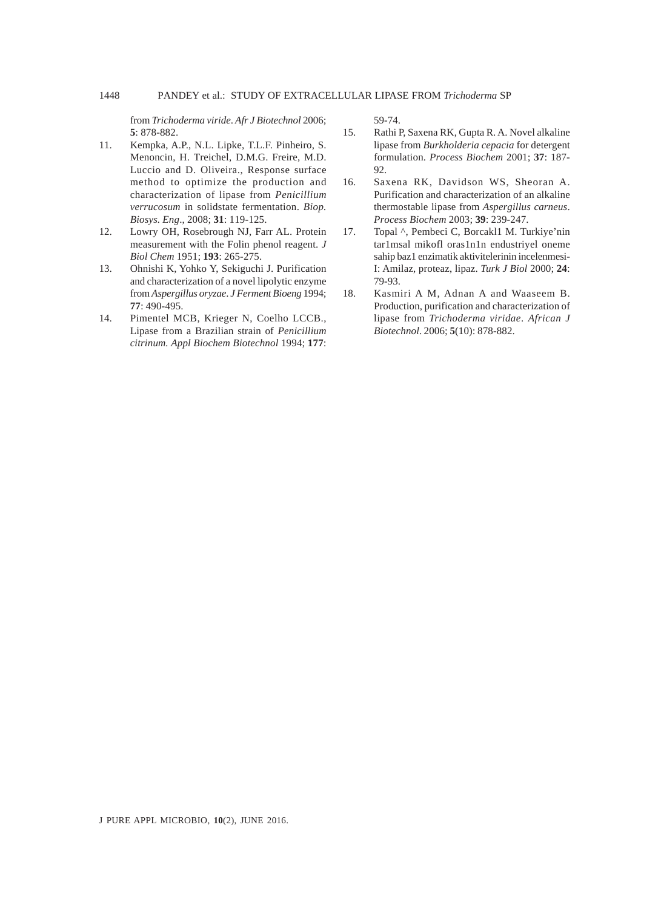from *Trichoderma viride*. *Afr J Biotechnol* 2006; **5**: 878-882.

11. Kempka, A.P., N.L. Lipke, T.L.F. Pinheiro, S. Menoncin, H. Treichel, D.M.G. Freire, M.D. Luccio and D. Oliveira., Response surface method to optimize the production and characterization of lipase from *Penicillium verrucosum* in solidstate fermentation. *Biop. Biosys. Eng*., 2008; **31**: 119-125.
12. Lowry OH, Rosebrough NJ, Farr AL. Protein measurement with the Folin phenol reagent. *J Biol Chem* 1951; **193**: 265-275.
13. Ohnishi K, Yohko Y, Sekiguchi J. Purification and characterization of a novel lipolytic enzyme from *Aspergillus oryzae*. *J Ferment Bioeng* 1994; **77**: 490-495.
14. Pimentel MCB, Krieger N, Coelho LCCB., Lipase from a Brazilian strain of *Penicillium citrinum*. *Appl Biochem Biotechnol* 1994; **177**: 59-74.
15. Rathi P, Saxena RK, Gupta R. A. Novel alkaline lipase from *Burkholderia cepacia* for detergent formulation. *Process Biochem* 2001; **37**: 187-92.
16. Saxena RK, Davidson WS, Sheoran A. Purification and characterization of an alkaline thermostable lipase from *Aspergillus carneus*. *Process Biochem* 2003; **39**: 239-247.
17. Topal ^, Pembeci C, Borcakl1 M. Turkiye'nin tar1msal mikofl oras1n1n endustriyel oneme sahip baz1 enzimatik aktivitelerinin incelenmesi-I: Amilaz, proteaz, lipaz. *Turk J Biol* 2000; **24**: 79-93.
18. Kasmiri A M, Adnan A and Waaseem B. Production, purification and characterization of lipase from *Trichoderma viridae*. *African J Biotechnol*. 2006; **5**(10): 878-882.